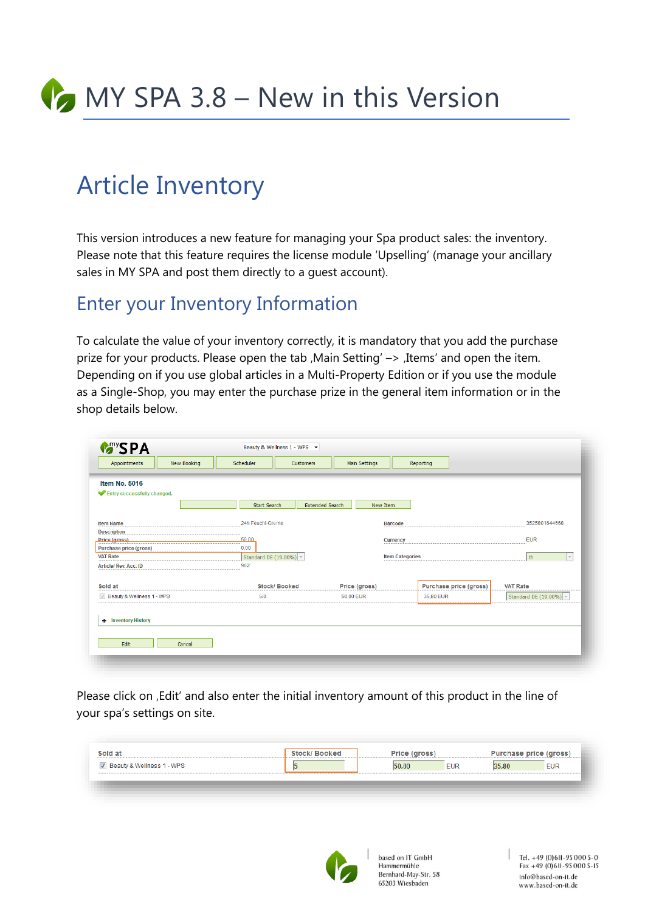# MY SPA 3.8 – New in this Version

## Article Inventory

This version introduces a new feature for managing your Spa product sales: the inventory. Please note that this feature requires the license module 'Upselling' (manage your ancillary sales in MY SPA and post them directly to a guest account).

### Enter your Inventory Information

To calculate the value of your inventory correctly, it is mandatory that you add the purchase prize for your products. Please open the tab ‚Main Setting' –> ‚Items' and open the item. Depending on if you use global articles in a Multi-Property Edition or if you use the module as a Single-Shop, you may enter the purchase prize in the general item information or in the shop details below.

Please click on ‚Edit' and also enter the initial inventory amount of this product in the line of your spa's settings on site.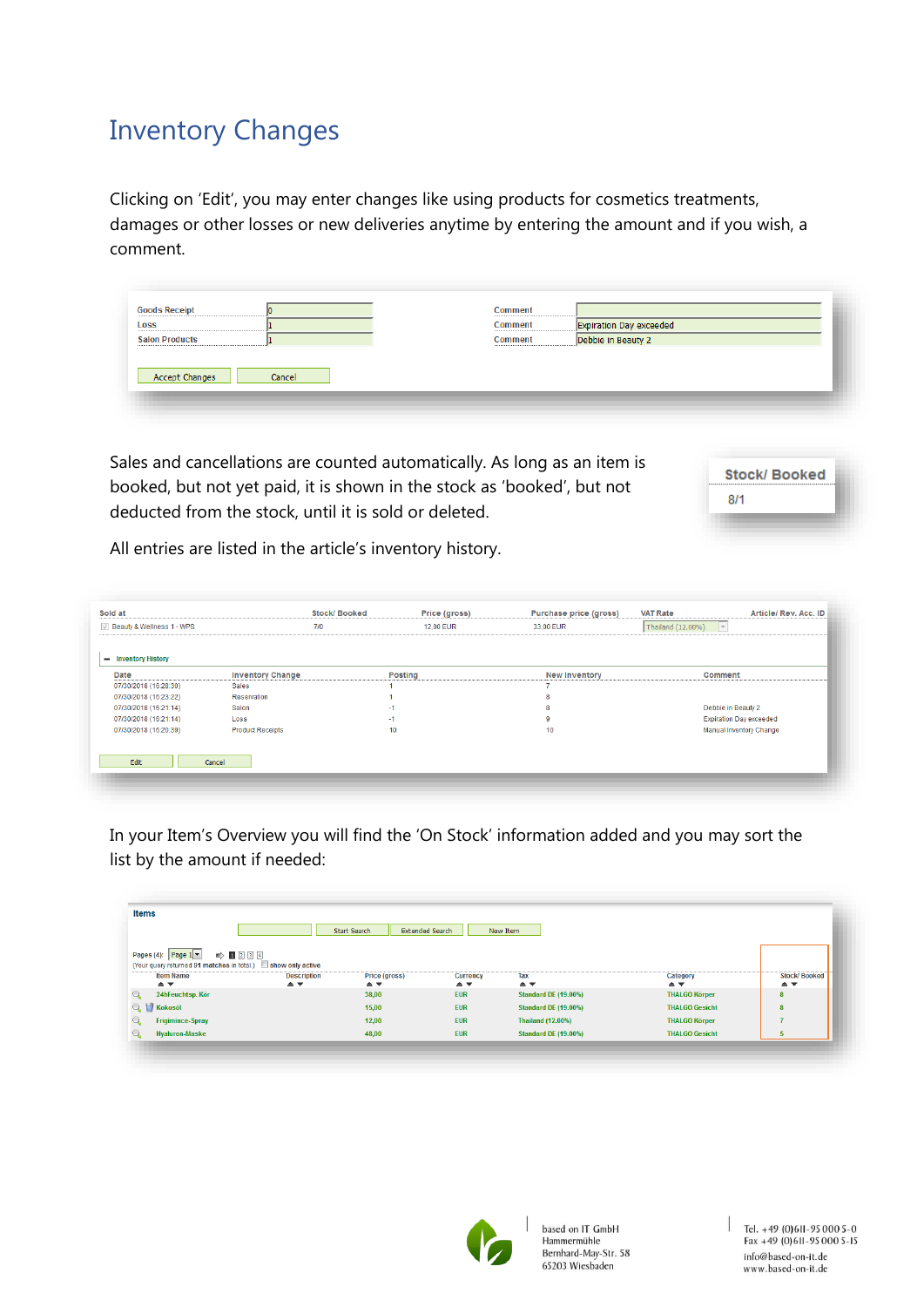# Inventory Changes

Clicking on 'Edit', you may enter changes like using products for cosmetics treatments, damages or other losses or new deliveries anytime by entering the amount and if you wish, a comment.

| | | | |
|---|---|---|---|
| Goods Receipt | 0 | Comment | |
| Loss | 1 | Comment | Expiration Day exceeded |
| Salon Products | 1 | Comment | Debbie in Beauty 2 |

Accept Changes Cancel

Sales and cancellations are counted automatically. As long as an item is booked, but not yet paid, it is shown in the stock as 'booked', but not deducted from the stock, until it is sold or deleted.

| Stock/ Booked |
|---|
| 8/1 |

All entries are listed in the article's inventory history.

| Sold at | Stock/ Booked | Price (gross) | Purchase price (gross) | VAT Rate | Article/ Rev. Acc. ID |
|---|---|---|---|---|---|
| Beauty & Wellness 1 - WPS | 7/0 | 12.00 EUR | 33.00 EUR | Thailand (12.00%) | |

Inventory History

| Date | Inventory Change | Posting | New Inventory | Comment |
|---|---|---|---|---|
| 07/30/2018 (16:28:30) | Sales | 1 | 7 | |
| 07/30/2018 (16:23:22) | Reservation | 1 | 8 | |
| 07/30/2018 (16:21:14) | Salon | -1 | 8 | Debbie in Beauty 2 |
| 07/30/2018 (16:21:14) | Loss | -1 | 9 | Expiration Day exceeded |
| 07/30/2018 (16:20:39) | Product Receipts | 10 | 10 | Manual Inventory Change |

Edit Cancel

In your Item's Overview you will find the 'On Stock' information added and you may sort the list by the amount if needed:

**Items**

Start Search Extended Search New Item

Pages (4): Page 1 (Your query returned 81 matches in total.) show only active

| Item Name | Description | Price (gross) | Currency | Tax | Category | Stock/ Booked |
|---|---|---|---|---|---|---|
| 24hFeuchtsp. Kör | | 38,00 | EUR | Standard DE (19.00%) | THALGO Körper | 8 |
| Kokosöl | | 15,00 | EUR | Standard DE (19.00%) | THALGO Gesicht | 8 |
| Frigimince-Spray | | 12,00 | EUR | Thailand (12.00%) | THALGO Körper | 7 |
| Hyaluron-Maske | | 48,00 | EUR | Standard DE (19.00%) | THALGO Gesicht | 5 |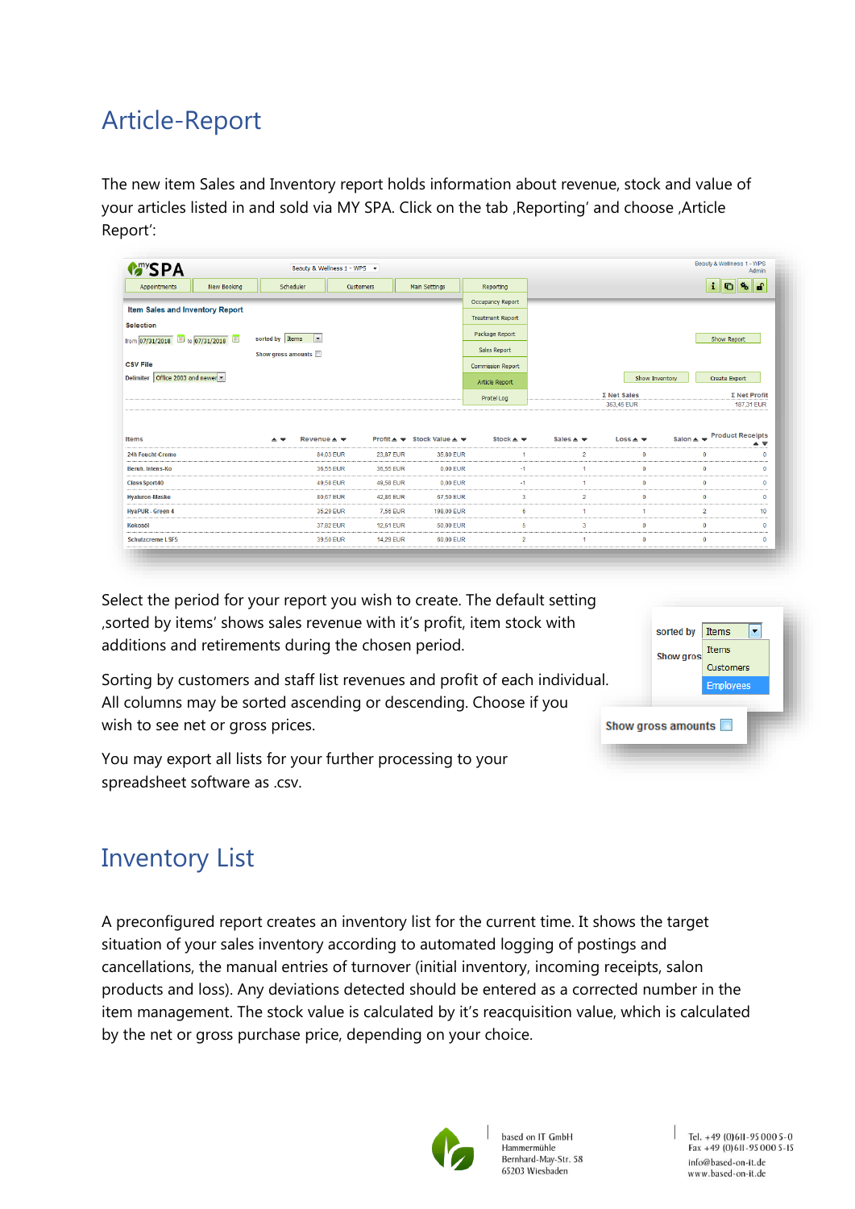# Article-Report

The new item Sales and Inventory report holds information about revenue, stock and value of your articles listed in and sold via MY SPA. Click on the tab ‚Reporting' and choose ‚Article Report':

Select the period for your report you wish to create. The default setting ‚sorted by items' shows sales revenue with it's profit, item stock with additions and retirements during the chosen period.

Sorting by customers and staff list revenues and profit of each individual. All columns may be sorted ascending or descending. Choose if you wish to see net or gross prices.

You may export all lists for your further processing to your spreadsheet software as .csv.

# Inventory List

A preconfigured report creates an inventory list for the current time. It shows the target situation of your sales inventory according to automated logging of postings and cancellations, the manual entries of turnover (initial inventory, incoming receipts, salon products and loss). Any deviations detected should be entered as a corrected number in the item management. The stock value is calculated by it's reacquisition value, which is calculated by the net or gross purchase price, depending on your choice.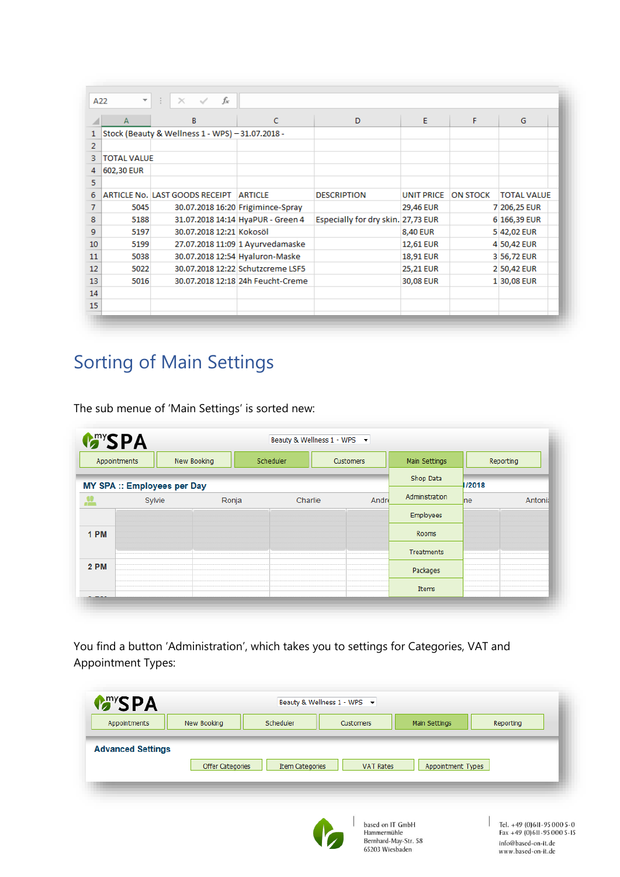| A | B | C | D | E | F | G |
|---|---|---|---|---|---|---|
| Stock (Beauty & Wellness 1 - WPS) – 31.07.2018 - | | | | | | |
| | | | | | | |
| TOTAL VALUE | | | | | | |
| 602,30 EUR | | | | | | |
| | | | | | | |
| ARTICLE No. | LAST GOODS RECEIPT | ARTICLE | DESCRIPTION | UNIT PRICE | ON STOCK | TOTAL VALUE |
| 5045 | 30.07.2018 16:20 | Frigimince-Spray | | 29,46 EUR | 7 | 206,25 EUR |
| 5188 | 31.07.2018 14:14 | HyaPUR - Green 4 | Especially for dry skin. | 27,73 EUR | 6 | 166,39 EUR |
| 5197 | 30.07.2018 12:21 | Kokosöl | | 8,40 EUR | 5 | 42,02 EUR |
| 5199 | 27.07.2018 11:09 | 1 Ayurvedamaske | | 12,61 EUR | 4 | 50,42 EUR |
| 5038 | 30.07.2018 12:54 | Hyaluron-Maske | | 18,91 EUR | 3 | 56,72 EUR |
| 5022 | 30.07.2018 12:22 | Schutzcreme LSF5 | | 25,21 EUR | 2 | 50,42 EUR |
| 5016 | 30.07.2018 12:18 | 24h Feucht-Creme | | 30,08 EUR | 1 | 30,08 EUR |

## Sorting of Main Settings

The sub menue of 'Main Settings' is sorted new:

You find a button 'Administration', which takes you to settings for Categories, VAT and Appointment Types:

based on IT GmbH
Hammermühle
Bernhard-May-Str. 58
65203 Wiesbaden

Tel. +49 (0)611-95 000 5-0
Fax +49 (0)611-95 000 5-15
info@based-on-it.de
www.based-on-it.de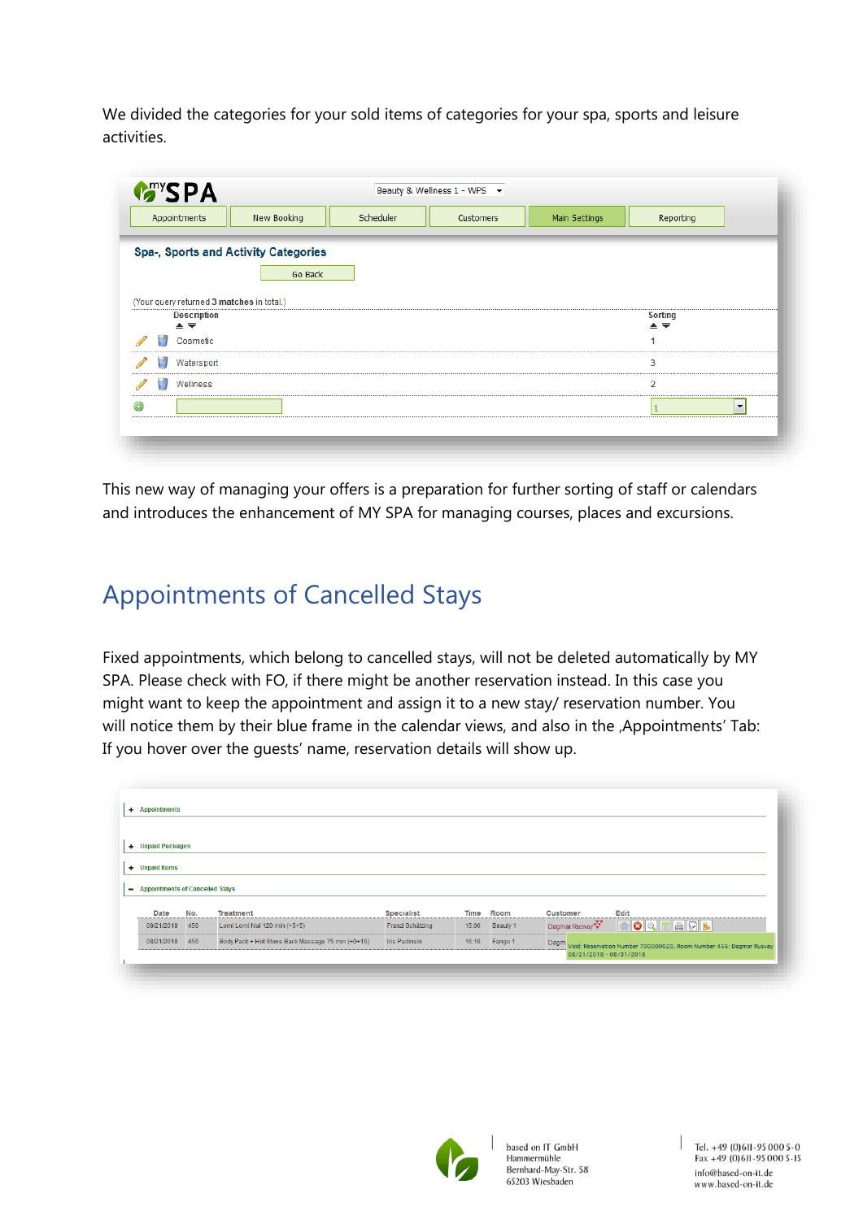We divided the categories for your sold items of categories for your spa, sports and leisure activities.

This new way of managing your offers is a preparation for further sorting of staff or calendars and introduces the enhancement of MY SPA for managing courses, places and excursions.

## Appointments of Cancelled Stays

Fixed appointments, which belong to cancelled stays, will not be deleted automatically by MY SPA. Please check with FO, if there might be another reservation instead. In this case you might want to keep the appointment and assign it to a new stay/ reservation number. You will notice them by their blue frame in the calendar views, and also in the ‚Appointments' Tab: If you hover over the guests' name, reservation details will show up.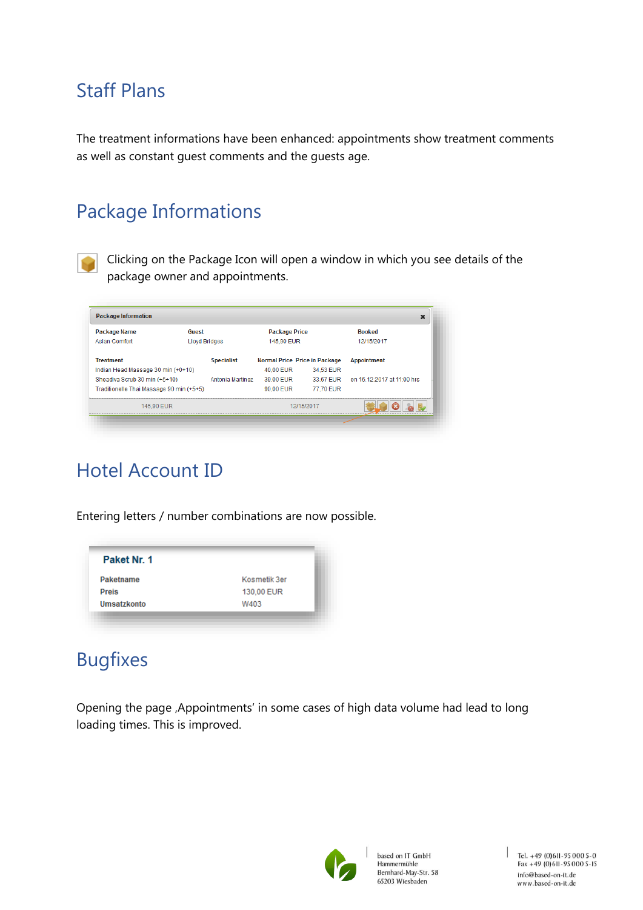## Staff Plans

The treatment informations have been enhanced: appointments show treatment comments as well as constant guest comments and the guests age.

## Package Informations

Clicking on the Package Icon will open a window in which you see details of the package owner and appointments.

| Package Name | Guest | Package Price | Booked |
|---|---|---|---|
| Asian Comfort | Lloyd Bridges | 145,90 EUR | 12/15/2017 |

| Treatment | Specialist | Normal Price | Price in Package | Appointment |
|---|---|---|---|---|
| Indian Head Massage 30 min (+0+10) | | 40,00 EUR | 34,53 EUR | |
| Sheadiva Scrub 30 min (+5+10) | Antonia Martinez | 39,00 EUR | 33,67 EUR | on 15.12.2017 at 11:00 hrs |
| Traditionelle Thai Massage 90 min (+5+5) | | 90,00 EUR | 77,70 EUR | |

145,90 EUR 12/15/2017

## Hotel Account ID

Entering letters / number combinations are now possible.

**Paket Nr. 1**

| | |
|---|---|
| Paketname | Kosmetik 3er |
| Preis | 130,00 EUR |
| Umsatzkonto | W403 |

## Bugfixes

Opening the page ‚Appointments' in some cases of high data volume had lead to long loading times. This is improved.